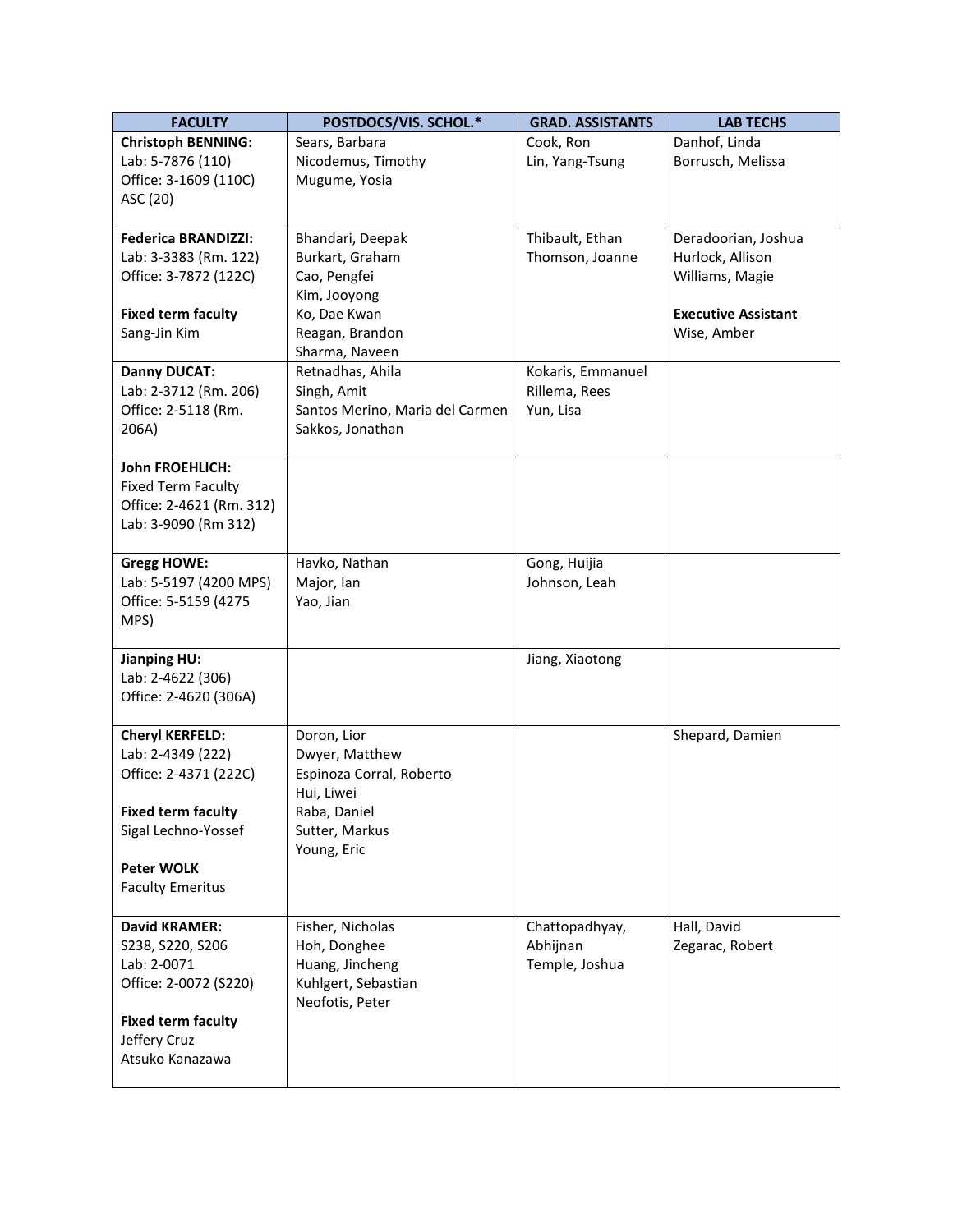| FACULTY | POSTDOCS/VIS. SCHOL.* | GRAD. ASSISTANTS | LAB TECHS |
|---|---|---|---|
| **Christoph BENNING:**<br>Lab: 5-7876 (110)<br>Office: 3-1609 (110C)<br>ASC (20) | Sears, Barbara<br>Nicodemus, Timothy<br>Mugume, Yosia | Cook, Ron<br>Lin, Yang-Tsung | Danhof, Linda<br>Borrusch, Melissa |
| **Federica BRANDIZZI:**<br>Lab: 3-3383 (Rm. 122)<br>Office: 3-7872 (122C)<br><br>**Fixed term faculty**<br>Sang-Jin Kim | Bhandari, Deepak<br>Burkart, Graham<br>Cao, Pengfei<br>Kim, Jooyong<br>Ko, Dae Kwan<br>Reagan, Brandon<br>Sharma, Naveen | Thibault, Ethan<br>Thomson, Joanne | Deradoorian, Joshua<br>Hurlock, Allison<br>Williams, Magie<br><br>**Executive Assistant**<br>Wise, Amber |
| **Danny DUCAT:**<br>Lab: 2-3712 (Rm. 206)<br>Office: 2-5118 (Rm. 206A) | Retnadhas, Ahila<br>Singh, Amit<br>Santos Merino, Maria del Carmen<br>Sakkos, Jonathan | Kokaris, Emmanuel<br>Rillema, Rees<br>Yun, Lisa | |
| **John FROEHLICH:**<br>Fixed Term Faculty<br>Office: 2-4621 (Rm. 312)<br>Lab: 3-9090 (Rm 312) | | | |
| **Gregg HOWE:**<br>Lab: 5-5197 (4200 MPS)<br>Office: 5-5159 (4275 MPS) | Havko, Nathan<br>Major, Ian<br>Yao, Jian | Gong, Huijia<br>Johnson, Leah | |
| **Jianping HU:**<br>Lab: 2-4622 (306)<br>Office: 2-4620 (306A) | | Jiang, Xiaotong | |
| **Cheryl KERFELD:**<br>Lab: 2-4349 (222)<br>Office: 2-4371 (222C)<br><br>**Fixed term faculty**<br>Sigal Lechno-Yossef<br><br>**Peter WOLK**<br>Faculty Emeritus | Doron, Lior<br>Dwyer, Matthew<br>Espinoza Corral, Roberto<br>Hui, Liwei<br>Raba, Daniel<br>Sutter, Markus<br>Young, Eric | | Shepard, Damien |
| **David KRAMER:**<br>S238, S220, S206<br>Lab: 2-0071<br>Office: 2-0072 (S220)<br><br>**Fixed term faculty**<br>Jeffery Cruz<br>Atsuko Kanazawa | Fisher, Nicholas<br>Hoh, Donghee<br>Huang, Jincheng<br>Kuhlgert, Sebastian<br>Neofotis, Peter | Chattopadhyay, Abhijnan<br>Temple, Joshua | Hall, David<br>Zegarac, Robert |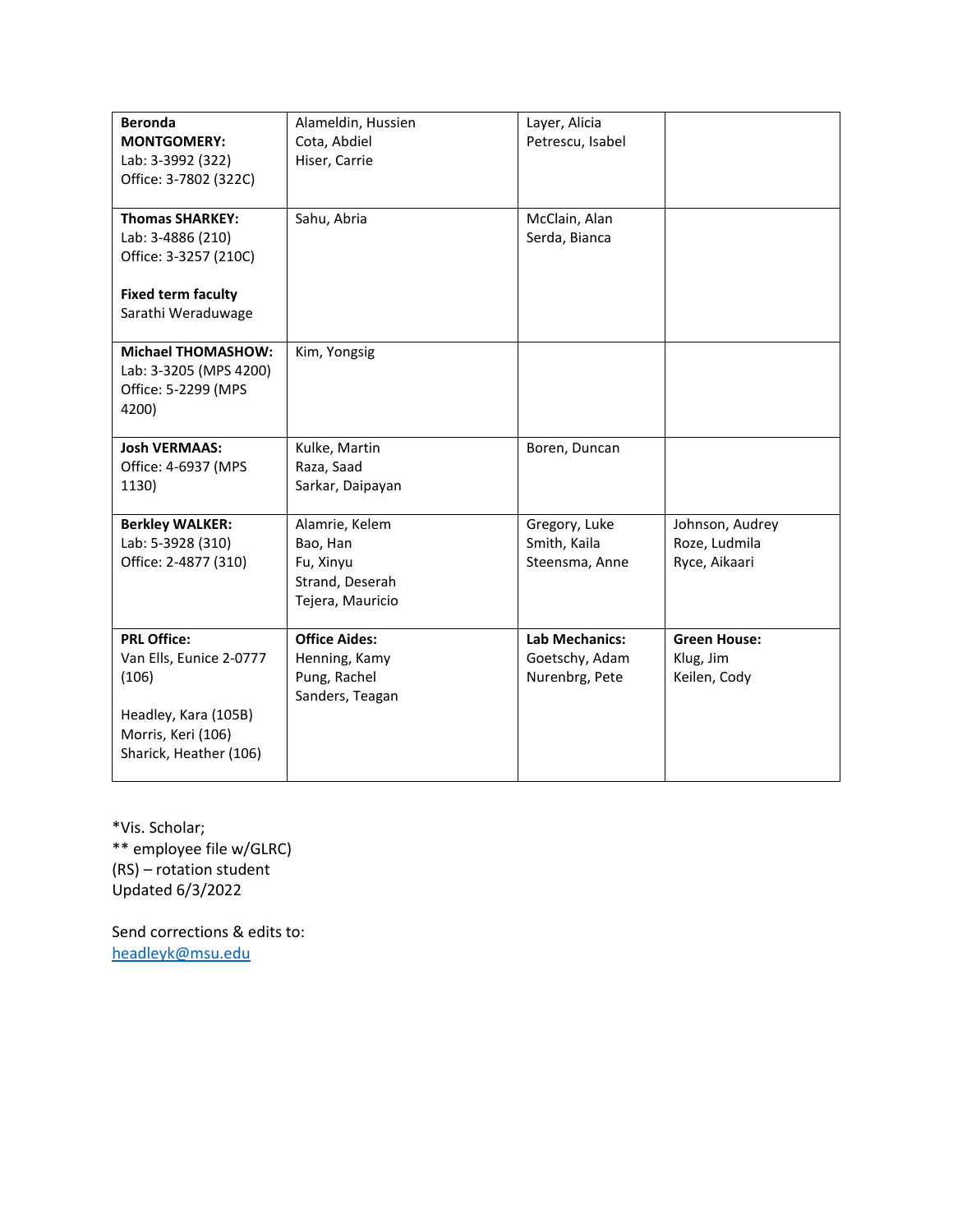| | | | |
|---|---|---|---|
| **Beronda MONTGOMERY:**<br>Lab: 3-3992 (322)<br>Office: 3-7802 (322C) | Alameldin, Hussien<br>Cota, Abdiel<br>Hiser, Carrie | Layer, Alicia<br>Petrescu, Isabel | |
| **Thomas SHARKEY:**<br>Lab: 3-4886 (210)<br>Office: 3-3257 (210C)<br><br>**Fixed term faculty**<br>Sarathi Weraduwage | Sahu, Abria | McClain, Alan<br>Serda, Bianca | |
| **Michael THOMASHOW:**<br>Lab: 3-3205 (MPS 4200)<br>Office: 5-2299 (MPS 4200) | Kim, Yongsig | | |
| **Josh VERMAAS:**<br>Office: 4-6937 (MPS 1130) | Kulke, Martin<br>Raza, Saad<br>Sarkar, Daipayan | Boren, Duncan | |
| **Berkley WALKER:**<br>Lab: 5-3928 (310)<br>Office: 2-4877 (310) | Alamrie, Kelem<br>Bao, Han<br>Fu, Xinyu<br>Strand, Deserah<br>Tejera, Mauricio | Gregory, Luke<br>Smith, Kaila<br>Steensma, Anne | Johnson, Audrey<br>Roze, Ludmila<br>Ryce, Aikaari |
| **PRL Office:**<br>Van Ells, Eunice 2-0777 (106)<br><br>Headley, Kara (105B)<br>Morris, Keri (106)<br>Sharick, Heather (106) | **Office Aides:**<br>Henning, Kamy<br>Pung, Rachel<br>Sanders, Teagan | **Lab Mechanics:**<br>Goetschy, Adam<br>Nurenbrg, Pete | **Green House:**<br>Klug, Jim<br>Keilen, Cody |

*Vis. Scholar;
** employee file w/GLRC)
(RS) – rotation student
Updated 6/3/2022

Send corrections & edits to:
headleyk@msu.edu